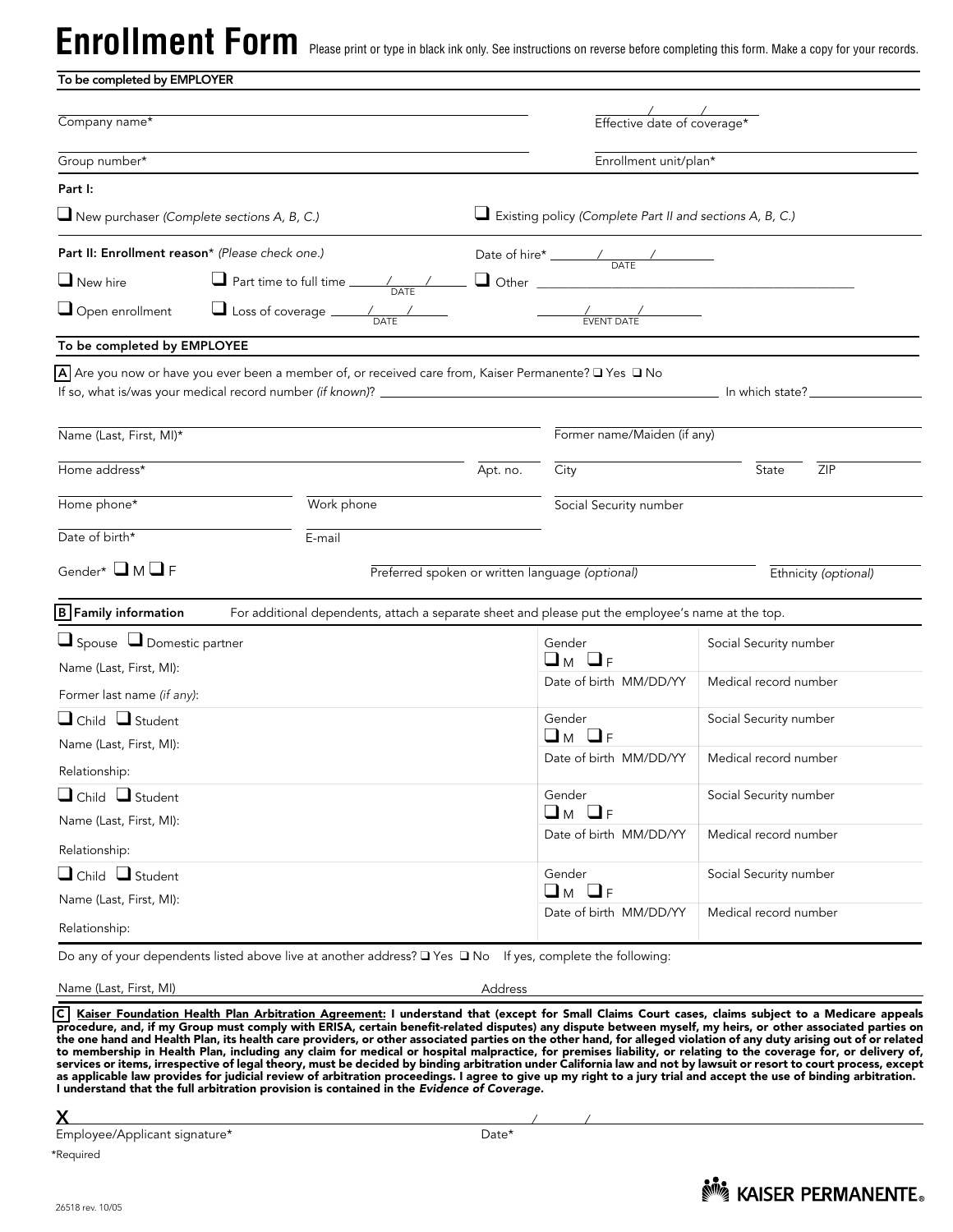# Enrollment Form

Please print or type in black ink only. See instructions on reverse before completing this form. Make a copy for your records.

**To be completed by EMPLOYER**

Company name* ______________________ Effective date of coverage* ____/____/____

Group number* ______________________ Enrollment unit/plan* ______________________

**Part I:**

☐ New purchaser *(Complete sections A, B, C.)*

☐ Existing policy *(Complete Part II and sections A, B, C.)*

**Part II: Enrollment reason*** *(Please check one.)*

Date of hire* ____/____/____ (DATE)

☐ New hire

☐ Part time to full time ____/____/____ (DATE)

☐ Other ______________________ ____/____/____ (EVENT DATE)

☐ Open enrollment

☐ Loss of coverage ____/____/____ (DATE)

**To be completed by EMPLOYEE**

**A** Are you now or have you ever been a member of, or received care from, Kaiser Permanente? ☐ Yes ☐ No

If so, what is/was your medical record number *(if known)*? ______________________ In which state? __________

Name (Last, First, MI)* ______________________ Former name/Maiden (if any) ______________________

Home address* ______________________ Apt. no. ______ City ______________ State ______ ZIP ______

Home phone* ______________ Work phone ______________ Social Security number ______________

Date of birth* ______________ E-mail ______________

Gender* ☐ M ☐ F Preferred spoken or written language *(optional)* ______________ Ethnicity *(optional)* ______________

**B Family information** For additional dependents, attach a separate sheet and please put the employee's name at the top.

| | | |
|---|---|---|
| ☐ Spouse ☐ Domestic partner<br>Name (Last, First, MI):<br>Former last name *(if any)*: | Gender<br>☐ M ☐ F<br>Date of birth MM/DD/YY | Social Security number<br>Medical record number |
| ☐ Child ☐ Student<br>Name (Last, First, MI):<br>Relationship: | Gender<br>☐ M ☐ F<br>Date of birth MM/DD/YY | Social Security number<br>Medical record number |
| ☐ Child ☐ Student<br>Name (Last, First, MI):<br>Relationship: | Gender<br>☐ M ☐ F<br>Date of birth MM/DD/YY | Social Security number<br>Medical record number |
| ☐ Child ☐ Student<br>Name (Last, First, MI):<br>Relationship: | Gender<br>☐ M ☐ F<br>Date of birth MM/DD/YY | Social Security number<br>Medical record number |

Do any of your dependents listed above live at another address? ☐ Yes ☐ No If yes, complete the following:

Name (Last, First, MI) ______________________ Address ______________________

**C** **Kaiser Foundation Health Plan Arbitration Agreement: I understand that (except for Small Claims Court cases, claims subject to a Medicare appeals procedure, and, if my Group must comply with ERISA, certain benefit-related disputes) any dispute between myself, my heirs, or other associated parties on the one hand and Health Plan, its health care providers, or other associated parties on the other hand, for alleged violation of any duty arising out of or related to membership in Health Plan, including any claim for medical or hospital malpractice, for premises liability, or relating to the coverage for, or delivery of, services or items, irrespective of legal theory, must be decided by binding arbitration under California law and not by lawsuit or resort to court process, except as applicable law provides for judicial review of arbitration proceedings. I agree to give up my right to a jury trial and accept the use of binding arbitration. I understand that the full arbitration provision is contained in the *Evidence of Coverage.***

X ______________________________ ____/____/____

Employee/Applicant signature* Date*

*Required

KAISER PERMANENTE®

26518 rev. 10/05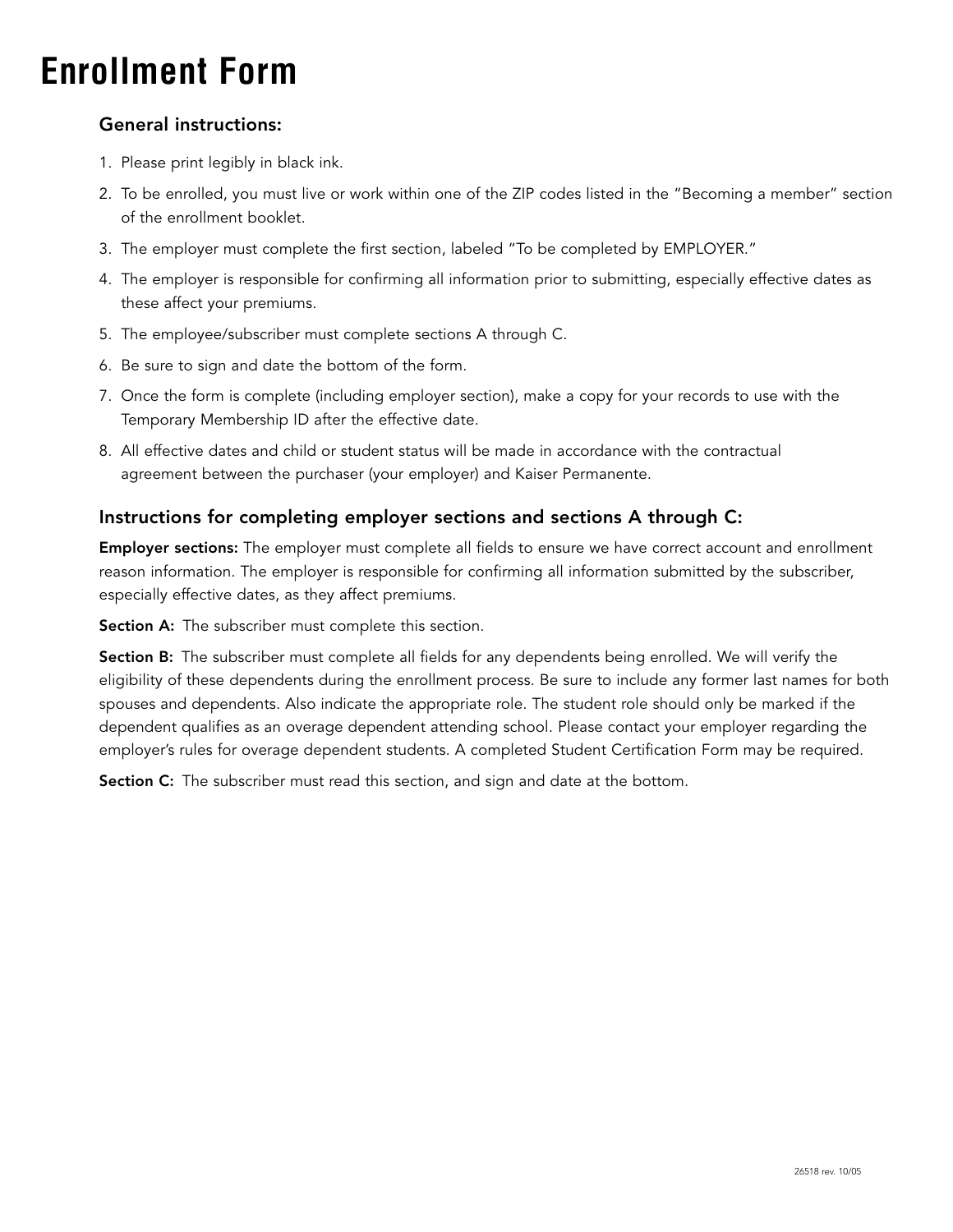# Enrollment Form

## General instructions:

1. Please print legibly in black ink.
2. To be enrolled, you must live or work within one of the ZIP codes listed in the "Becoming a member" section of the enrollment booklet.
3. The employer must complete the first section, labeled "To be completed by EMPLOYER."
4. The employer is responsible for confirming all information prior to submitting, especially effective dates as these affect your premiums.
5. The employee/subscriber must complete sections A through C.
6. Be sure to sign and date the bottom of the form.
7. Once the form is complete (including employer section), make a copy for your records to use with the Temporary Membership ID after the effective date.
8. All effective dates and child or student status will be made in accordance with the contractual agreement between the purchaser (your employer) and Kaiser Permanente.

## Instructions for completing employer sections and sections A through C:

**Employer sections:** The employer must complete all fields to ensure we have correct account and enrollment reason information. The employer is responsible for confirming all information submitted by the subscriber, especially effective dates, as they affect premiums.

**Section A:** The subscriber must complete this section.

**Section B:** The subscriber must complete all fields for any dependents being enrolled. We will verify the eligibility of these dependents during the enrollment process. Be sure to include any former last names for both spouses and dependents. Also indicate the appropriate role. The student role should only be marked if the dependent qualifies as an overage dependent attending school. Please contact your employer regarding the employer's rules for overage dependent students. A completed Student Certification Form may be required.

**Section C:** The subscriber must read this section, and sign and date at the bottom.

26518 rev. 10/05